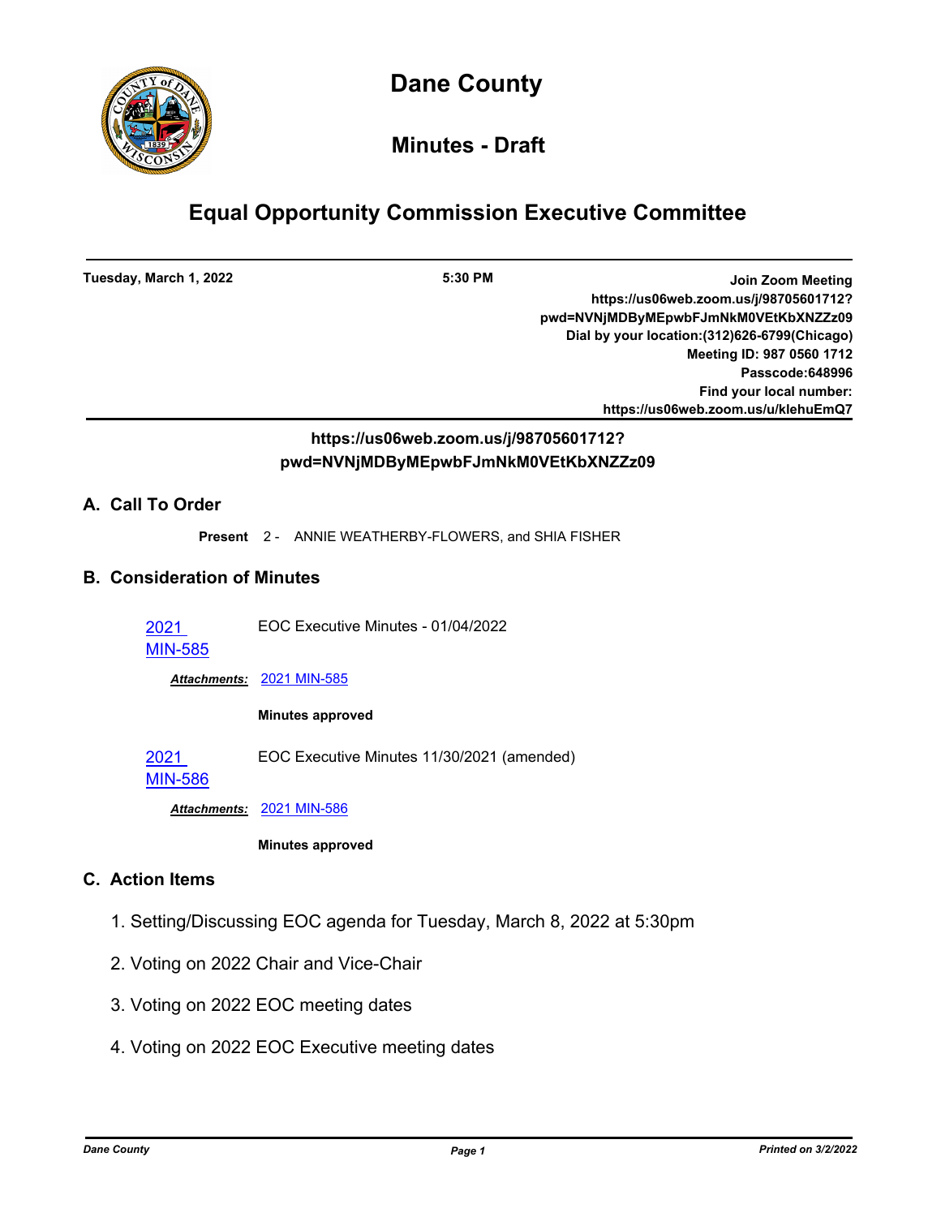# Dane County

## Minutes - Draft

# Equal Opportunity Commission Executive Committee

**Tuesday, March 1, 2022** | **5:30 PM** | **Join Zoom Meeting https://us06web.zoom.us/j/98705601712?pwd=NVNjMDByMEpwbFJmNkM0VEtKbXNZZz09 Dial by your location:(312)626-6799(Chicago) Meeting ID: 987 0560 1712 Passcode:648996 Find your local number: https://us06web.zoom.us/u/klehuEmQ7**

**https://us06web.zoom.us/j/98705601712?pwd=NVNjMDByMEpwbFJmNkM0VEtKbXNZZz09**

## A. Call To Order

**Present** 2 - ANNIE WEATHERBY-FLOWERS, and SHIA FISHER

## B. Consideration of Minutes

2021 MIN-585 — EOC Executive Minutes - 01/04/2022

***Attachments:*** 2021 MIN-585

**Minutes approved**

2021 MIN-586 — EOC Executive Minutes 11/30/2021 (amended)

***Attachments:*** 2021 MIN-586

**Minutes approved**

## C. Action Items

1. Setting/Discussing EOC agenda for Tuesday, March 8, 2022 at 5:30pm

2. Voting on 2022 Chair and Vice-Chair

3. Voting on 2022 EOC meeting dates

4. Voting on 2022 EOC Executive meeting dates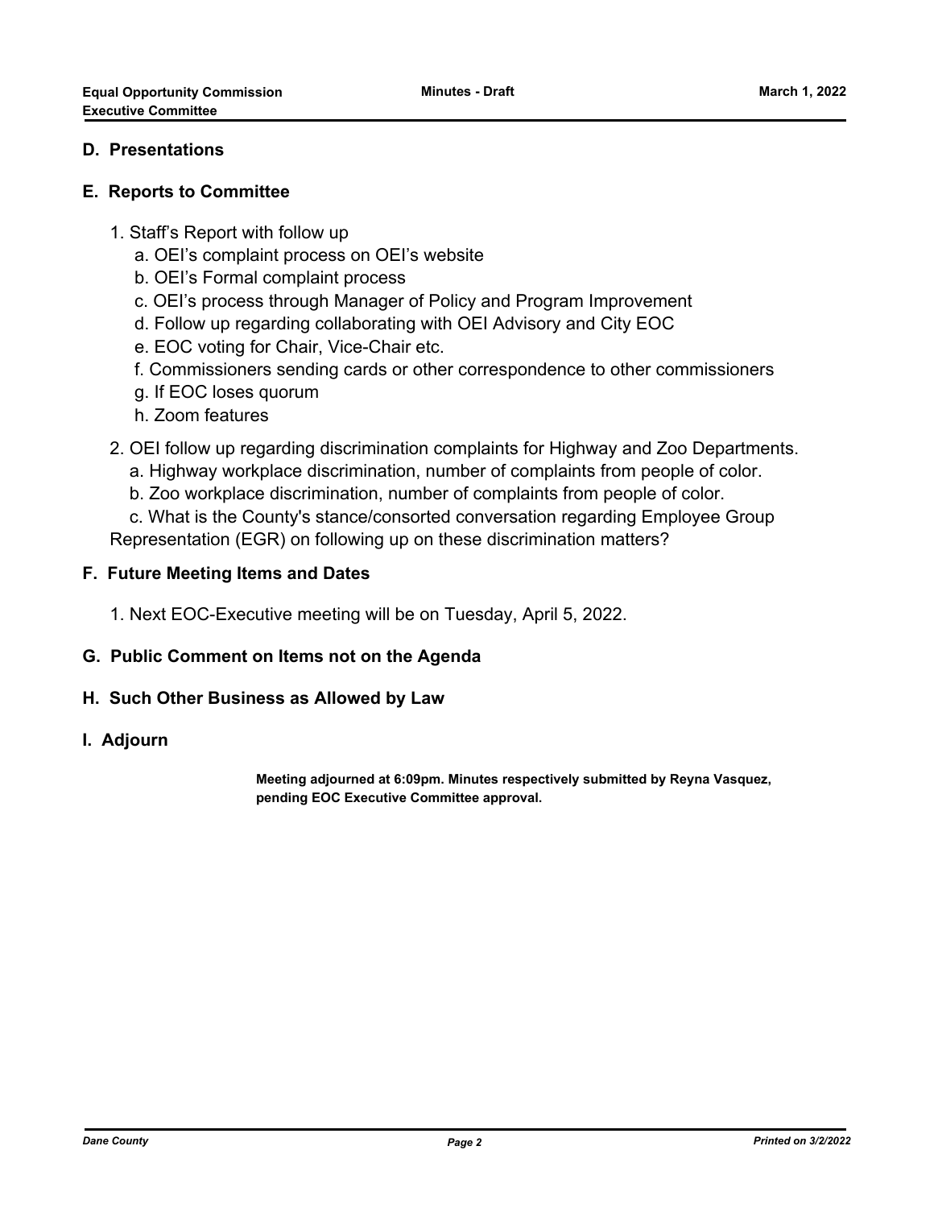## D. Presentations

## E. Reports to Committee

1. Staff's Report with follow up
   - a. OEI's complaint process on OEI's website
   - b. OEI's Formal complaint process
   - c. OEI's process through Manager of Policy and Program Improvement
   - d. Follow up regarding collaborating with OEI Advisory and City EOC
   - e. EOC voting for Chair, Vice-Chair etc.
   - f. Commissioners sending cards or other correspondence to other commissioners
   - g. If EOC loses quorum
   - h. Zoom features

2. OEI follow up regarding discrimination complaints for Highway and Zoo Departments.
   - a. Highway workplace discrimination, number of complaints from people of color.
   - b. Zoo workplace discrimination, number of complaints from people of color.
   - c. What is the County's stance/consorted conversation regarding Employee Group Representation (EGR) on following up on these discrimination matters?

## F. Future Meeting Items and Dates

1. Next EOC-Executive meeting will be on Tuesday, April 5, 2022.

## G. Public Comment on Items not on the Agenda

## H. Such Other Business as Allowed by Law

## I. Adjourn

**Meeting adjourned at 6:09pm. Minutes respectively submitted by Reyna Vasquez, pending EOC Executive Committee approval.**